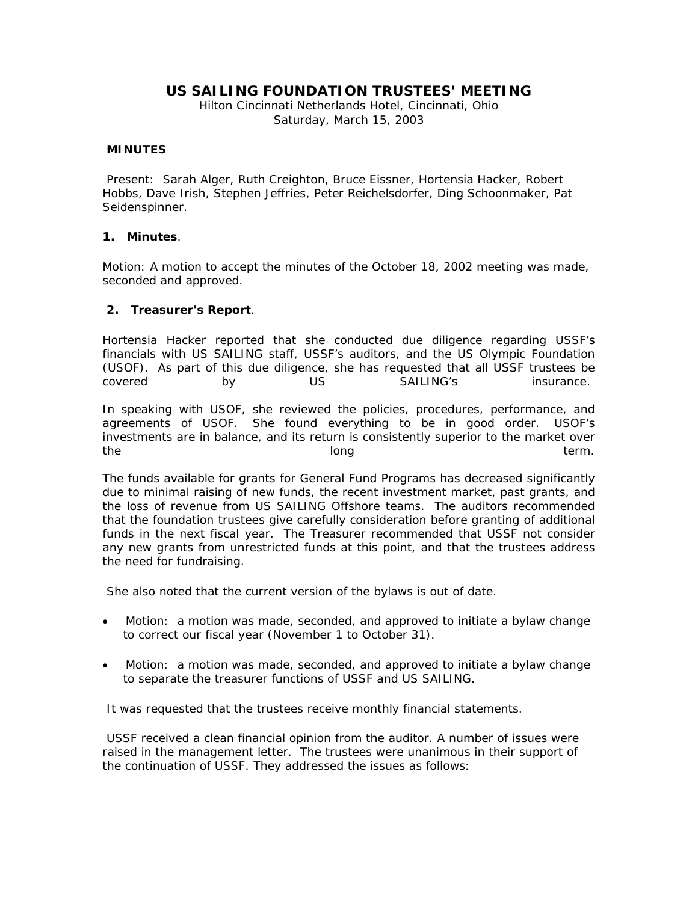# US SAILING FOUNDATION TRUSTEES' MEETING

Hilton Cincinnati Netherlands Hotel, Cincinnati, Ohio
Saturday, March 15, 2003

**MINUTES**

Present: Sarah Alger, Ruth Creighton, Bruce Eissner, Hortensia Hacker, Robert Hobbs, Dave Irish, Stephen Jeffries, Peter Reichelsdorfer, Ding Schoonmaker, Pat Seidenspinner.

**1. Minutes**.

Motion: A motion to accept the minutes of the October 18, 2002 meeting was made, seconded and approved.

**2. Treasurer's Report**.

Hortensia Hacker reported that she conducted due diligence regarding USSF's financials with US SAILING staff, USSF's auditors, and the US Olympic Foundation (USOF). As part of this due diligence, she has requested that all USSF trustees be covered by US SAILING's insurance.

In speaking with USOF, she reviewed the policies, procedures, performance, and agreements of USOF. She found everything to be in good order. USOF's investments are in balance, and its return is consistently superior to the market over the long term.

The funds available for grants for General Fund Programs has decreased significantly due to minimal raising of new funds, the recent investment market, past grants, and the loss of revenue from US SAILING Offshore teams. The auditors recommended that the foundation trustees give carefully consideration before granting of additional funds in the next fiscal year. The Treasurer recommended that USSF not consider any new grants from unrestricted funds at this point, and that the trustees address the need for fundraising.

She also noted that the current version of the bylaws is out of date.

- Motion: a motion was made, seconded, and approved to initiate a bylaw change to correct our fiscal year (November 1 to October 31).
- Motion: a motion was made, seconded, and approved to initiate a bylaw change to separate the treasurer functions of USSF and US SAILING.

It was requested that the trustees receive monthly financial statements.

USSF received a clean financial opinion from the auditor. A number of issues were raised in the management letter. The trustees were unanimous in their support of the continuation of USSF. They addressed the issues as follows: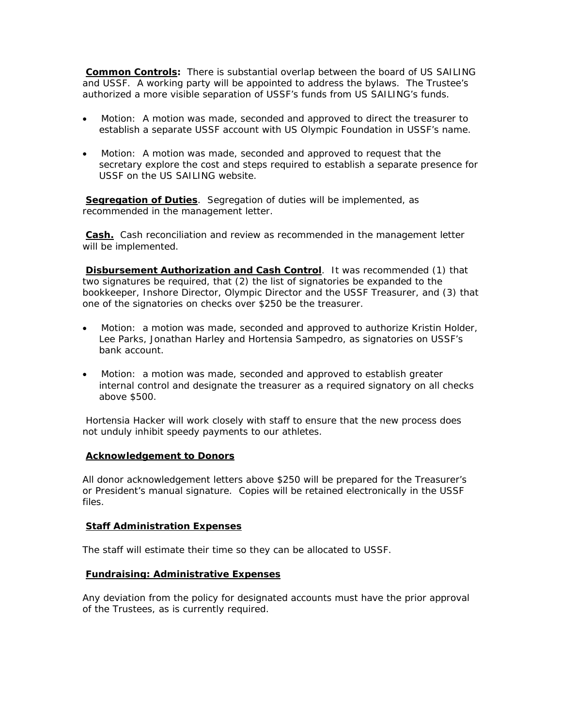**Common Controls:** There is substantial overlap between the board of US SAILING and USSF. A working party will be appointed to address the bylaws. The Trustee's authorized a more visible separation of USSF's funds from US SAILING's funds.

- Motion: A motion was made, seconded and approved to direct the treasurer to establish a separate USSF account with US Olympic Foundation in USSF's name.
- Motion: A motion was made, seconded and approved to request that the secretary explore the cost and steps required to establish a separate presence for USSF on the US SAILING website.

**Segregation of Duties**. Segregation of duties will be implemented, as recommended in the management letter.

**Cash.** Cash reconciliation and review as recommended in the management letter will be implemented.

**Disbursement Authorization and Cash Control**. It was recommended (1) that two signatures be required, that (2) the list of signatories be expanded to the bookkeeper, Inshore Director, Olympic Director and the USSF Treasurer, and (3) that one of the signatories on checks over $250 be the treasurer.

- Motion: a motion was made, seconded and approved to authorize Kristin Holder, Lee Parks, Jonathan Harley and Hortensia Sampedro, as signatories on USSF's bank account.
- Motion: a motion was made, seconded and approved to establish greater internal control and designate the treasurer as a required signatory on all checks above $500.

Hortensia Hacker will work closely with staff to ensure that the new process does not unduly inhibit speedy payments to our athletes.

**Acknowledgement to Donors**

All donor acknowledgement letters above $250 will be prepared for the Treasurer's or President's manual signature. Copies will be retained electronically in the USSF files.

**Staff Administration Expenses**

The staff will estimate their time so they can be allocated to USSF.

**Fundraising: Administrative Expenses**

Any deviation from the policy for designated accounts must have the prior approval of the Trustees, as is currently required.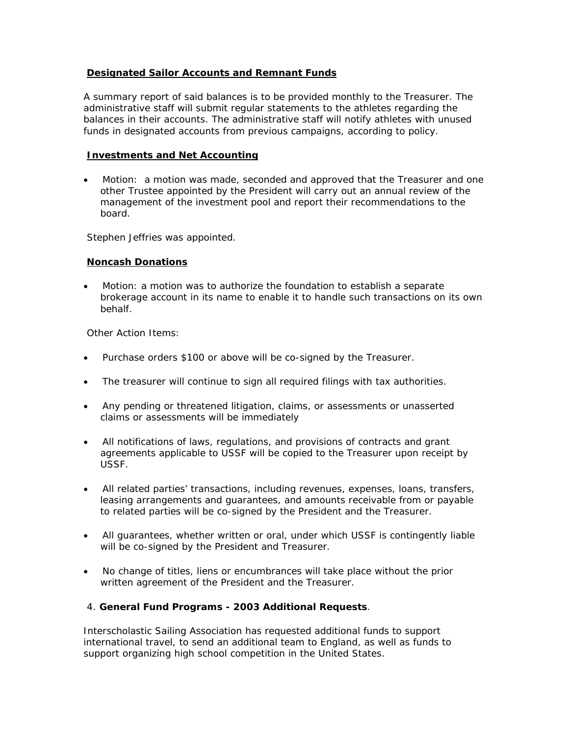**Designated Sailor Accounts and Remnant Funds**

A summary report of said balances is to be provided monthly to the Treasurer. The administrative staff will submit regular statements to the athletes regarding the balances in their accounts. The administrative staff will notify athletes with unused funds in designated accounts from previous campaigns, according to policy.

**Investments and Net Accounting**

- Motion: a motion was made, seconded and approved that the Treasurer and one other Trustee appointed by the President will carry out an annual review of the management of the investment pool and report their recommendations to the board.

Stephen Jeffries was appointed.

**Noncash Donations**

- Motion: a motion was to authorize the foundation to establish a separate brokerage account in its name to enable it to handle such transactions on its own behalf.

Other Action Items:

- Purchase orders $100 or above will be co-signed by the Treasurer.
- The treasurer will continue to sign all required filings with tax authorities.
- Any pending or threatened litigation, claims, or assessments or unasserted claims or assessments will be immediately
- All notifications of laws, regulations, and provisions of contracts and grant agreements applicable to USSF will be copied to the Treasurer upon receipt by USSF.
- All related parties' transactions, including revenues, expenses, loans, transfers, leasing arrangements and guarantees, and amounts receivable from or payable to related parties will be co-signed by the President and the Treasurer.
- All guarantees, whether written or oral, under which USSF is contingently liable will be co-signed by the President and Treasurer.
- No change of titles, liens or encumbrances will take place without the prior written agreement of the President and the Treasurer.

4. **General Fund Programs - 2003 Additional Requests**.

Interscholastic Sailing Association has requested additional funds to support international travel, to send an additional team to England, as well as funds to support organizing high school competition in the United States.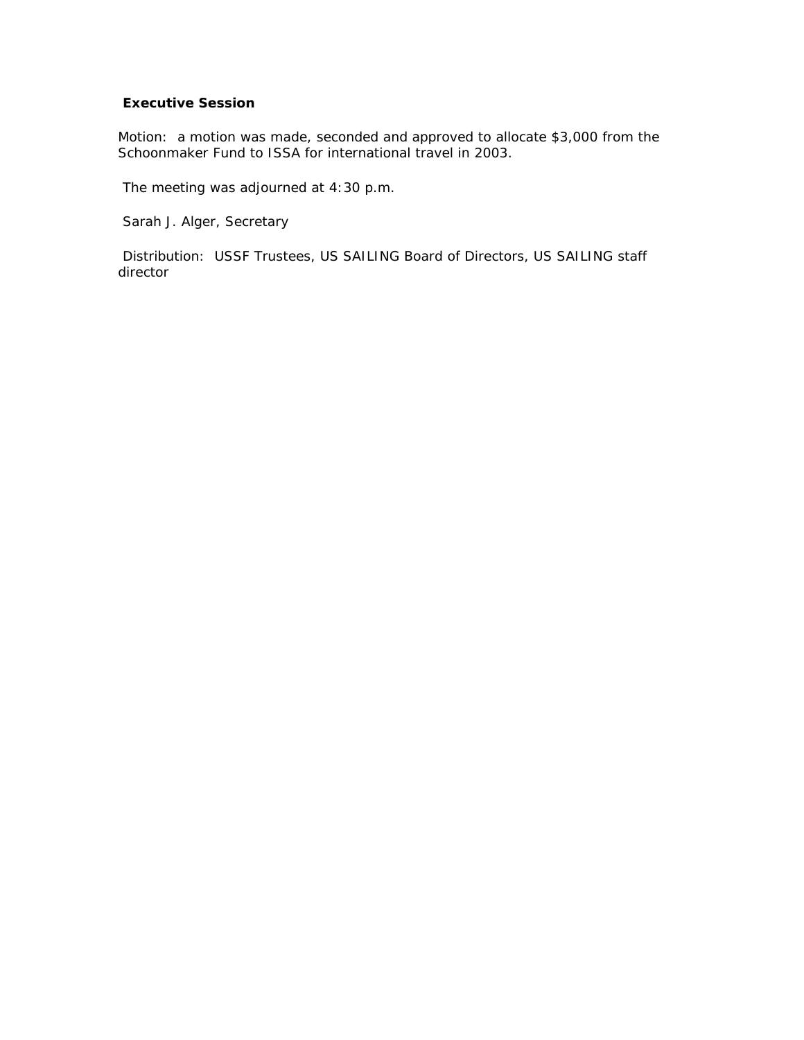**Executive Session**

Motion: a motion was made, seconded and approved to allocate $3,000 from the Schoonmaker Fund to ISSA for international travel in 2003.

The meeting was adjourned at 4:30 p.m.

Sarah J. Alger, Secretary

Distribution: USSF Trustees, US SAILING Board of Directors, US SAILING staff director